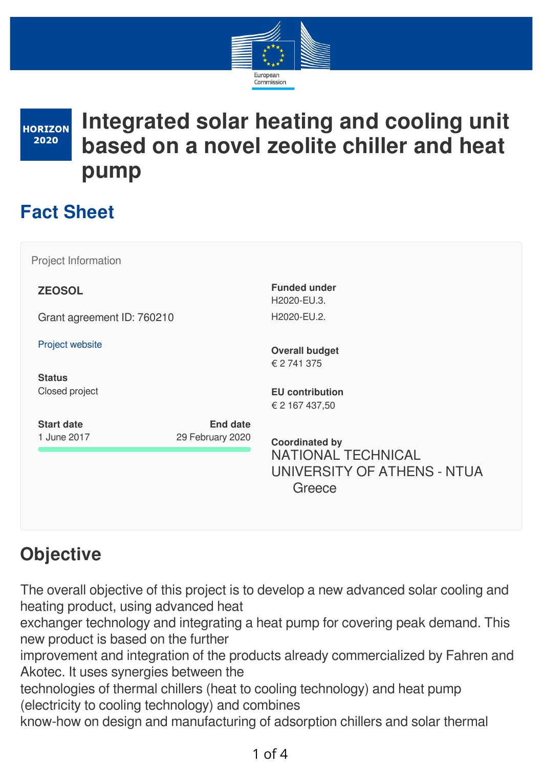HORIZON 2020

# Integrated solar heating and cooling unit based on a novel zeolite chiller and heat pump

## Fact Sheet

Project Information

**ZEOSOL**

Grant agreement ID: 760210

Project website

**Status**
Closed project

**Start date**
1 June 2017

**End date**
29 February 2020

**Funded under**
H2020-EU.3.
H2020-EU.2.

**Overall budget**
€ 2 741 375

**EU contribution**
€ 2 167 437,50

**Coordinated by**
NATIONAL TECHNICAL UNIVERSITY OF ATHENS - NTUA
Greece

## Objective

The overall objective of this project is to develop a new advanced solar cooling and heating product, using advanced heat exchanger technology and integrating a heat pump for covering peak demand. This new product is based on the further improvement and integration of the products already commercialized by Fahren and Akotec. It uses synergies between the technologies of thermal chillers (heat to cooling technology) and heat pump (electricity to cooling technology) and combines know-how on design and manufacturing of adsorption chillers and solar thermal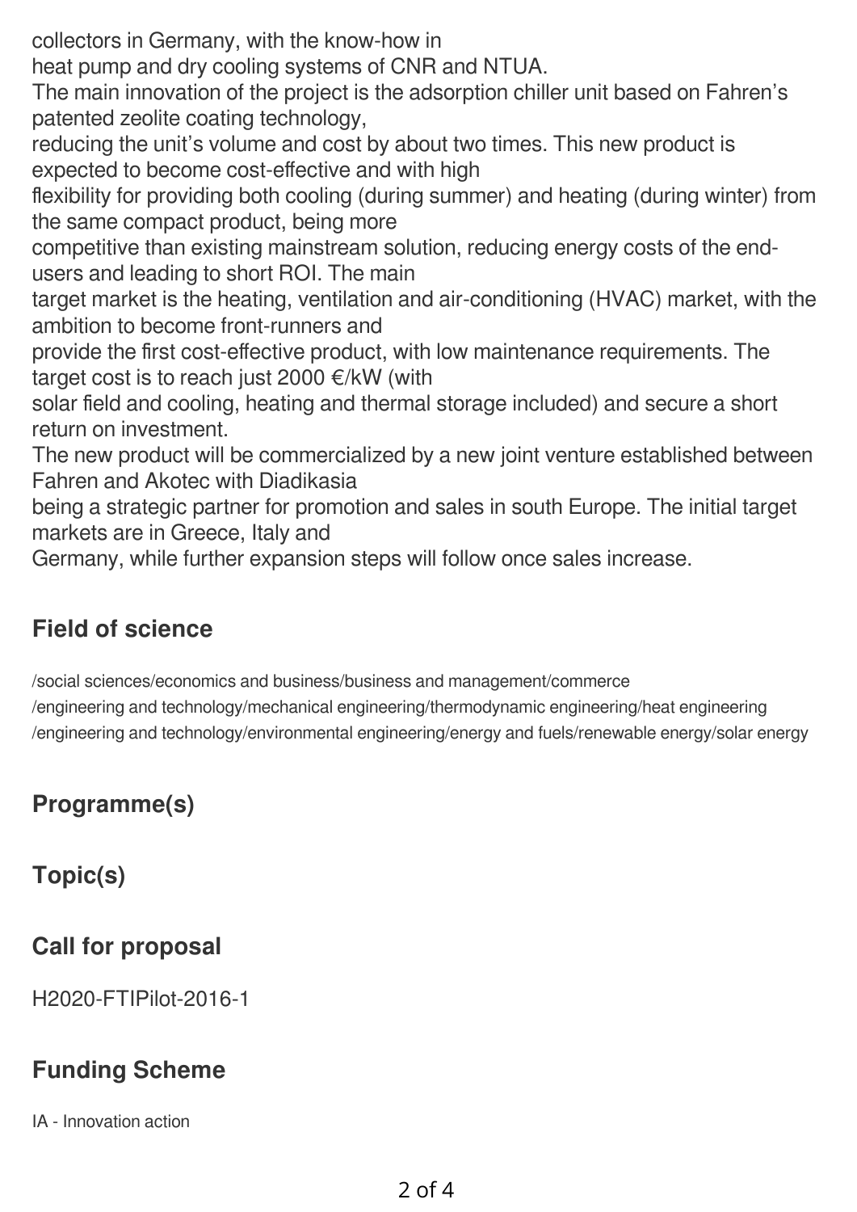collectors in Germany, with the know-how in heat pump and dry cooling systems of CNR and NTUA.

The main innovation of the project is the adsorption chiller unit based on Fahren's patented zeolite coating technology, reducing the unit's volume and cost by about two times. This new product is expected to become cost-effective and with high flexibility for providing both cooling (during summer) and heating (during winter) from the same compact product, being more competitive than existing mainstream solution, reducing energy costs of the end-users and leading to short ROI. The main target market is the heating, ventilation and air-conditioning (HVAC) market, with the ambition to become front-runners and provide the first cost-effective product, with low maintenance requirements. The target cost is to reach just 2000 €/kW (with solar field and cooling, heating and thermal storage included) and secure a short return on investment.

The new product will be commercialized by a new joint venture established between Fahren and Akotec with Diadikasia being a strategic partner for promotion and sales in south Europe. The initial target markets are in Greece, Italy and Germany, while further expansion steps will follow once sales increase.

## Field of science

/social sciences/economics and business/business and management/commerce
/engineering and technology/mechanical engineering/thermodynamic engineering/heat engineering
/engineering and technology/environmental engineering/energy and fuels/renewable energy/solar energy

## Programme(s)

## Topic(s)

## Call for proposal

H2020-FTIPilot-2016-1

## Funding Scheme

IA - Innovation action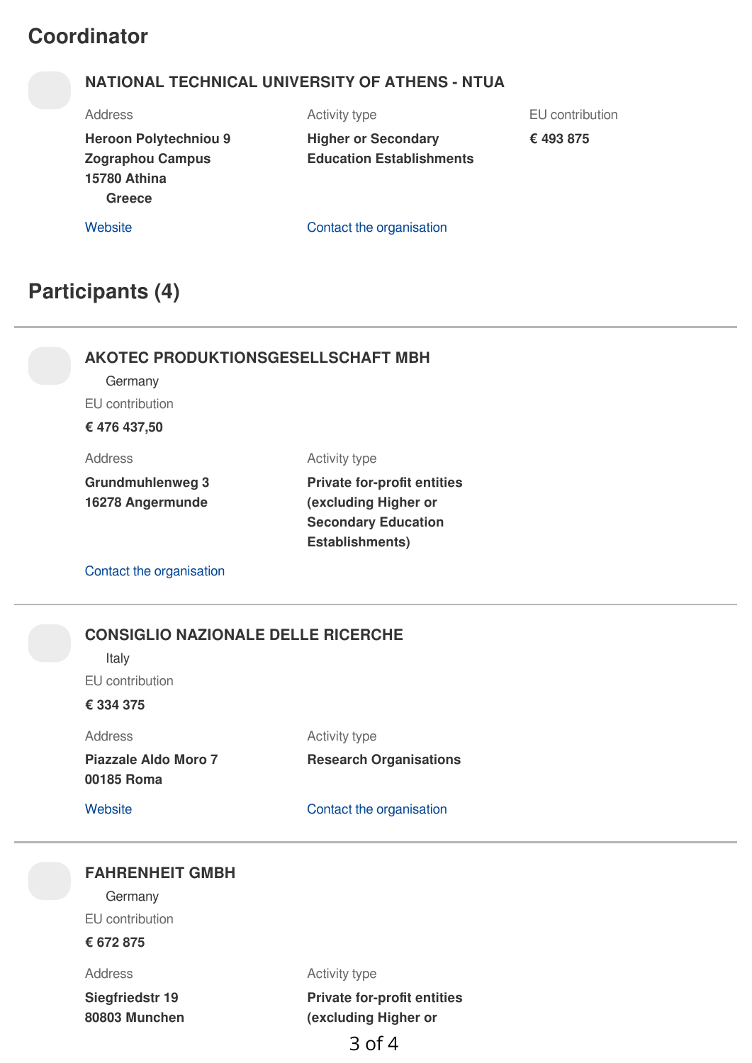## Coordinator

### NATIONAL TECHNICAL UNIVERSITY OF ATHENS - NTUA

Address

**Heroon Polytechniou 9**
**Zographou Campus**
**15780 Athina**
**Greece**

Activity type

**Higher or Secondary Education Establishments**

EU contribution

**€ 493 875**

Website

Contact the organisation

## Participants (4)

### AKOTEC PRODUKTIONSGESELLSCHAFT MBH

Germany

EU contribution

**€ 476 437,50**

Address

**Grundmuhlenweg 3**
**16278 Angermunde**

Activity type

**Private for-profit entities (excluding Higher or Secondary Education Establishments)**

Contact the organisation

### CONSIGLIO NAZIONALE DELLE RICERCHE

Italy

EU contribution

**€ 334 375**

Address

**Piazzale Aldo Moro 7**
**00185 Roma**

Activity type

**Research Organisations**

Website

Contact the organisation

### FAHRENHEIT GMBH

Germany

EU contribution

**€ 672 875**

Address

**Siegfriedstr 19**
**80803 Munchen**

Activity type

**Private for-profit entities (excluding Higher or**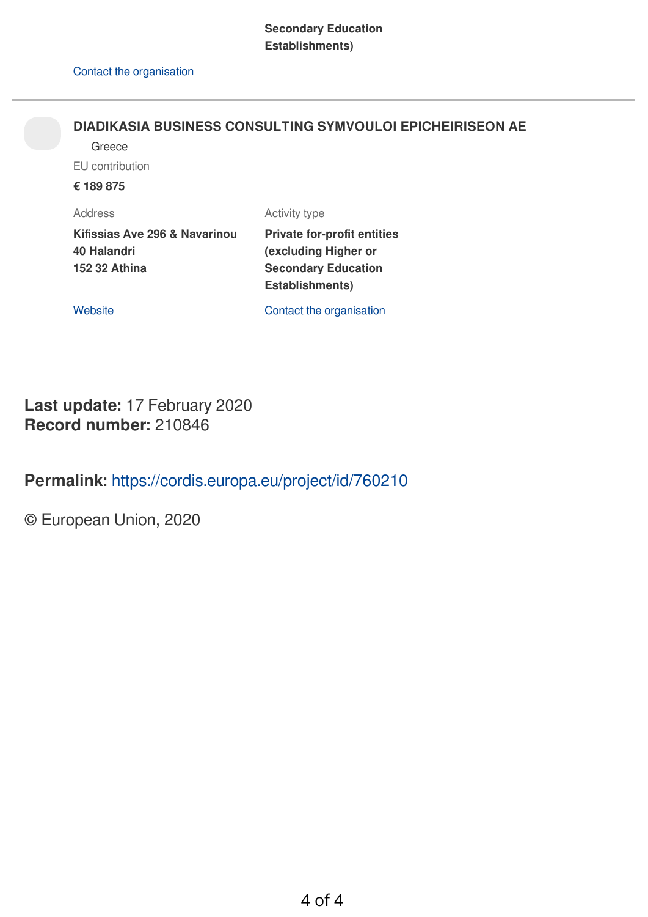Secondary Education Establishments)

Contact the organisation

---

**DIADIKASIA BUSINESS CONSULTING SYMVOULOI EPICHEIRISEON AE**

Greece

EU contribution

**€ 189 875**

Address

**Kifissias Ave 296 & Navarinou 40 Halandri**
**152 32 Athina**

Website

Activity type

**Private for-profit entities (excluding Higher or Secondary Education Establishments)**

Contact the organisation

**Last update:** 17 February 2020
**Record number:** 210846

**Permalink:** https://cordis.europa.eu/project/id/760210

© European Union, 2020